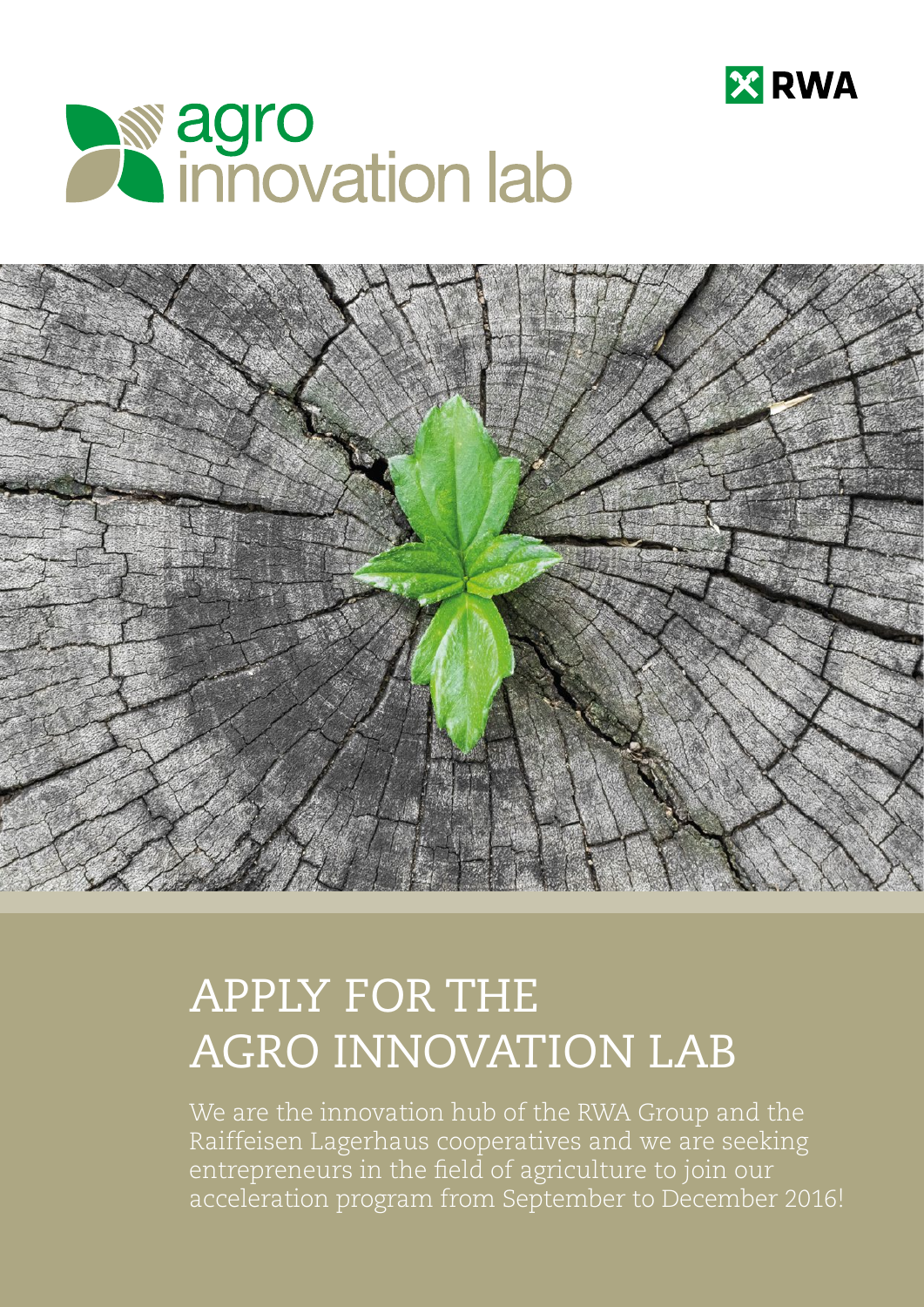RWA

agro innovation lab

# APPLY FOR THE AGRO INNOVATION LAB

We are the innovation hub of the RWA Group and the Raiffeisen Lagerhaus cooperatives and we are seeking entrepreneurs in the field of agriculture to join our acceleration program from September to December 2016!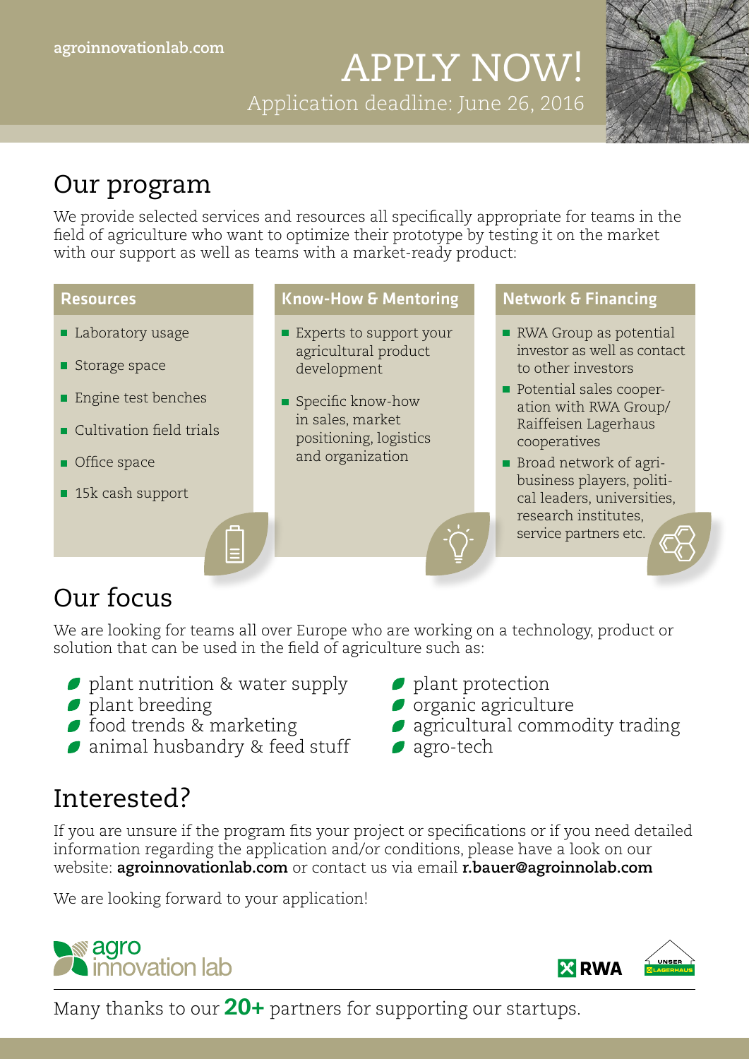agroinnovationlab.com

# APPLY NOW!

Application deadline: June 26, 2016

## Our program

We provide selected services and resources all specifically appropriate for teams in the field of agriculture who want to optimize their prototype by testing it on the market with our support as well as teams with a market-ready product:

### Resources

- Laboratory usage
- Storage space
- Engine test benches
- Cultivation field trials
- Office space
- 15k cash support

### Know-How & Mentoring

- Experts to support your agricultural product development
- Specific know-how in sales, market positioning, logistics and organization

### Network & Financing

- RWA Group as potential investor as well as contact to other investors
- Potential sales cooperation with RWA Group/ Raiffeisen Lagerhaus cooperatives
- Broad network of agribusiness players, political leaders, universities, research institutes, service partners etc.

## Our focus

We are looking for teams all over Europe who are working on a technology, product or solution that can be used in the field of agriculture such as:

- plant nutrition & water supply
- plant breeding
- food trends & marketing
- animal husbandry & feed stuff
- plant protection
- organic agriculture
- agricultural commodity trading
- agro-tech

## Interested?

If you are unsure if the program fits your project or specifications or if you need detailed information regarding the application and/or conditions, please have a look on our website: **agroinnovationlab.com** or contact us via email **r.bauer@agroinnolab.com**

We are looking forward to your application!

agro innovation lab

RWA

UNSER LAGERHAUS

Many thanks to our **20+** partners for supporting our startups.